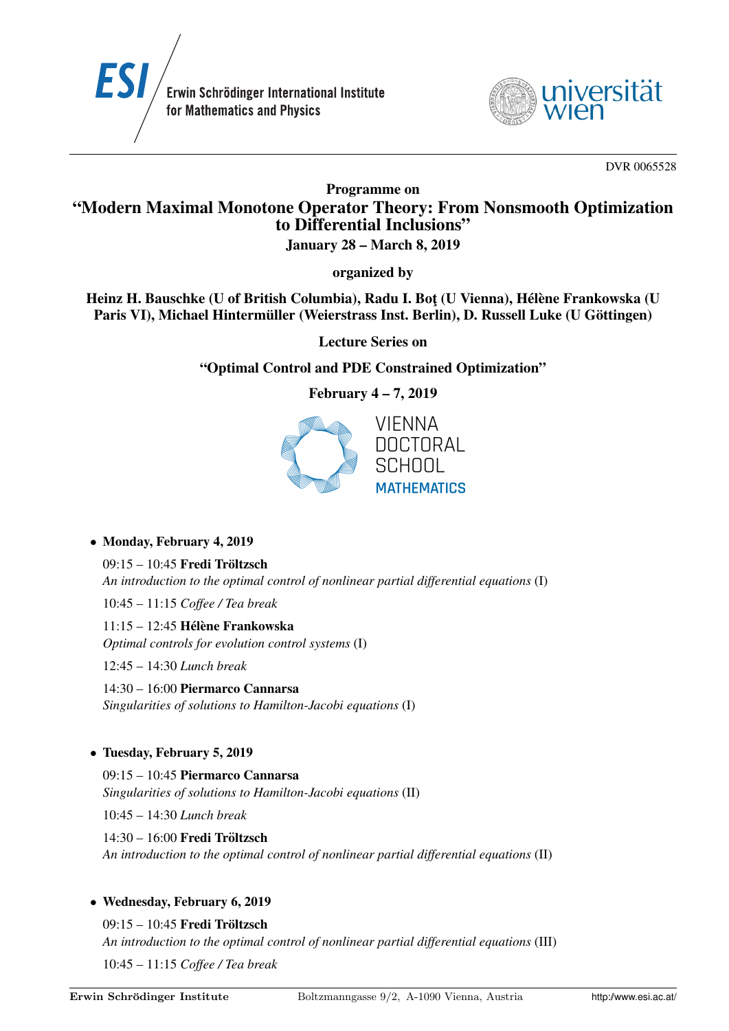Erwin Schrödinger International Institute for Mathematics and Physics

DVR 0065528

# Programme on "Modern Maximal Monotone Operator Theory: From Nonsmooth Optimization to Differential Inclusions"

**January 28 – March 8, 2019**

**organized by**

**Heinz H. Bauschke (U of British Columbia), Radu I. Boţ (U Vienna), Hélène Frankowska (U Paris VI), Michael Hintermüller (Weierstrass Inst. Berlin), D. Russell Luke (U Göttingen)**

## Lecture Series on

## "Optimal Control and PDE Constrained Optimization"

**February 4 – 7, 2019**

VIENNA DOCTORAL SCHOOL MATHEMATICS

- **Monday, February 4, 2019**

  09:15 – 10:45 **Fredi Tröltzsch**
  *An introduction to the optimal control of nonlinear partial differential equations* (I)

  10:45 – 11:15 *Coffee / Tea break*

  11:15 – 12:45 **Hélène Frankowska**
  *Optimal controls for evolution control systems* (I)

  12:45 – 14:30 *Lunch break*

  14:30 – 16:00 **Piermarco Cannarsa**
  *Singularities of solutions to Hamilton-Jacobi equations* (I)

- **Tuesday, February 5, 2019**

  09:15 – 10:45 **Piermarco Cannarsa**
  *Singularities of solutions to Hamilton-Jacobi equations* (II)

  10:45 – 14:30 *Lunch break*

  14:30 – 16:00 **Fredi Tröltzsch**
  *An introduction to the optimal control of nonlinear partial differential equations* (II)

- **Wednesday, February 6, 2019**

  09:15 – 10:45 **Fredi Tröltzsch**
  *An introduction to the optimal control of nonlinear partial differential equations* (III)

  10:45 – 11:15 *Coffee / Tea break*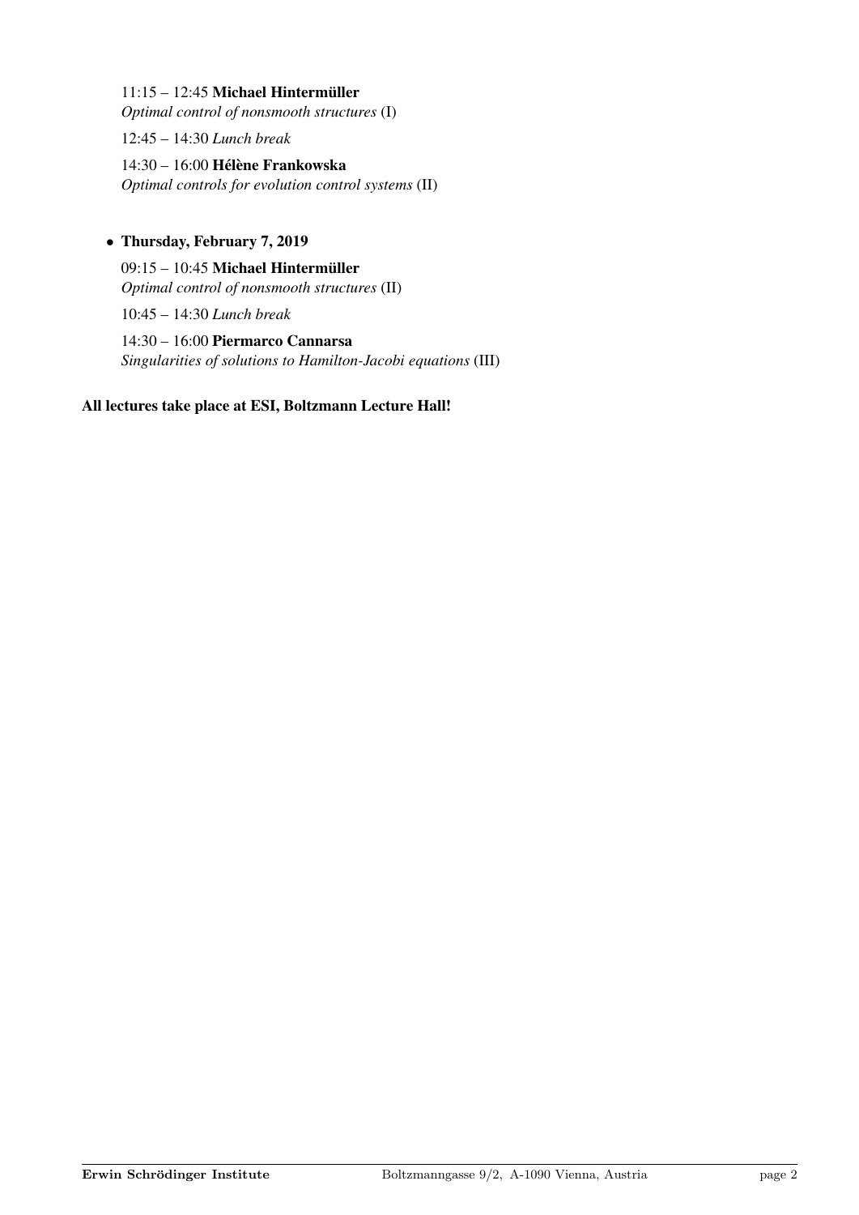11:15 – 12:45 **Michael Hintermüller**
*Optimal control of nonsmooth structures* (I)

12:45 – 14:30 *Lunch break*

14:30 – 16:00 **Hélène Frankowska**
*Optimal controls for evolution control systems* (II)

- **Thursday, February 7, 2019**

  09:15 – 10:45 **Michael Hintermüller**
  *Optimal control of nonsmooth structures* (II)

  10:45 – 14:30 *Lunch break*

  14:30 – 16:00 **Piermarco Cannarsa**
  *Singularities of solutions to Hamilton-Jacobi equations* (III)

**All lectures take place at ESI, Boltzmann Lecture Hall!**